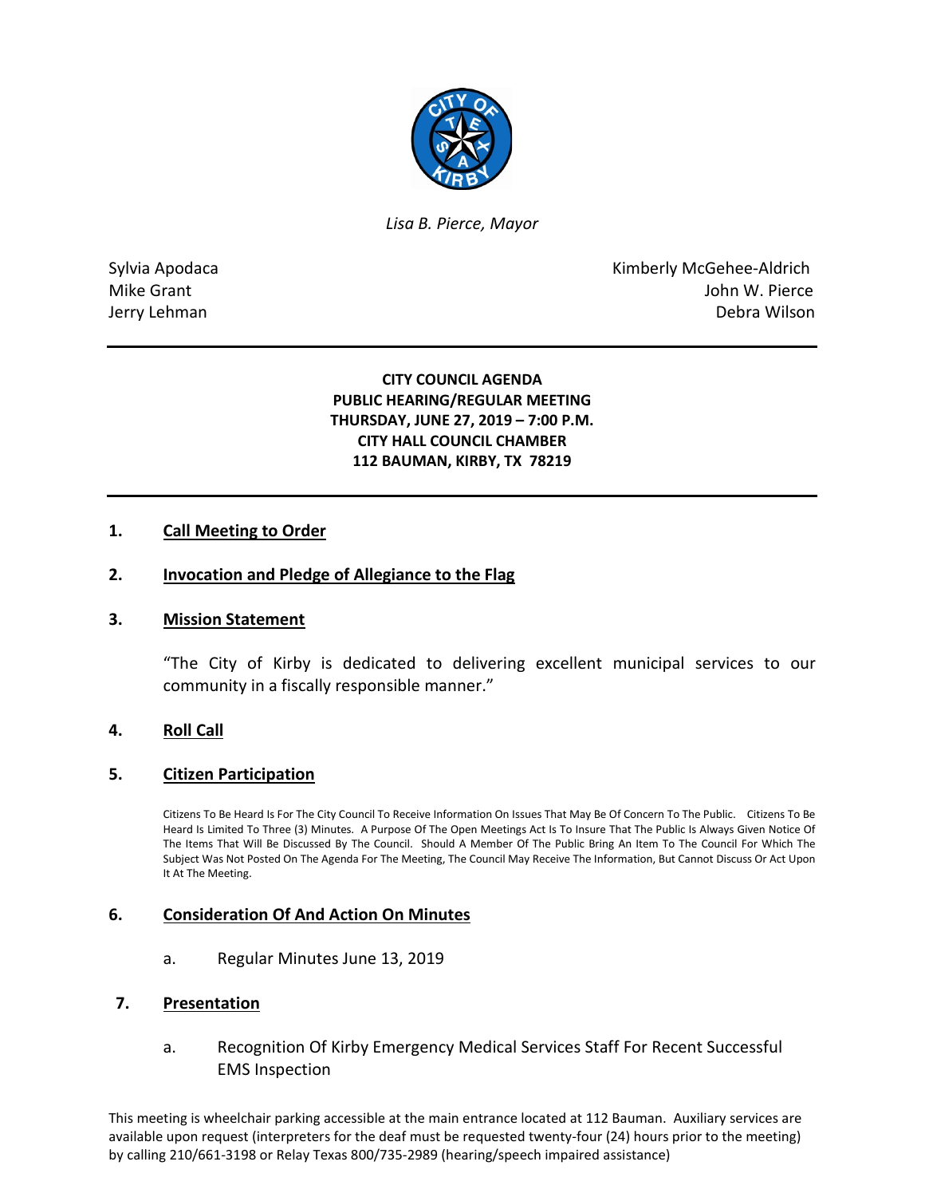*Lisa B. Pierce, Mayor*

Sylvia Apodaca
Mike Grant
Jerry Lehman

Kimberly McGehee-Aldrich
John W. Pierce
Debra Wilson

**CITY COUNCIL AGENDA**
**PUBLIC HEARING/REGULAR MEETING**
**THURSDAY, JUNE 27, 2019 – 7:00 P.M.**
**CITY HALL COUNCIL CHAMBER**
**112 BAUMAN, KIRBY, TX 78219**

## 1. Call Meeting to Order

## 2. Invocation and Pledge of Allegiance to the Flag

## 3. Mission Statement

"The City of Kirby is dedicated to delivering excellent municipal services to our community in a fiscally responsible manner."

## 4. Roll Call

## 5. Citizen Participation

Citizens To Be Heard Is For The City Council To Receive Information On Issues That May Be Of Concern To The Public. Citizens To Be Heard Is Limited To Three (3) Minutes. A Purpose Of The Open Meetings Act Is To Insure That The Public Is Always Given Notice Of The Items That Will Be Discussed By The Council. Should A Member Of The Public Bring An Item To The Council For Which The Subject Was Not Posted On The Agenda For The Meeting, The Council May Receive The Information, But Cannot Discuss Or Act Upon It At The Meeting.

## 6. Consideration Of And Action On Minutes

a. Regular Minutes June 13, 2019

## 7. Presentation

a. Recognition Of Kirby Emergency Medical Services Staff For Recent Successful EMS Inspection

This meeting is wheelchair parking accessible at the main entrance located at 112 Bauman. Auxiliary services are available upon request (interpreters for the deaf must be requested twenty-four (24) hours prior to the meeting) by calling 210/661-3198 or Relay Texas 800/735-2989 (hearing/speech impaired assistance)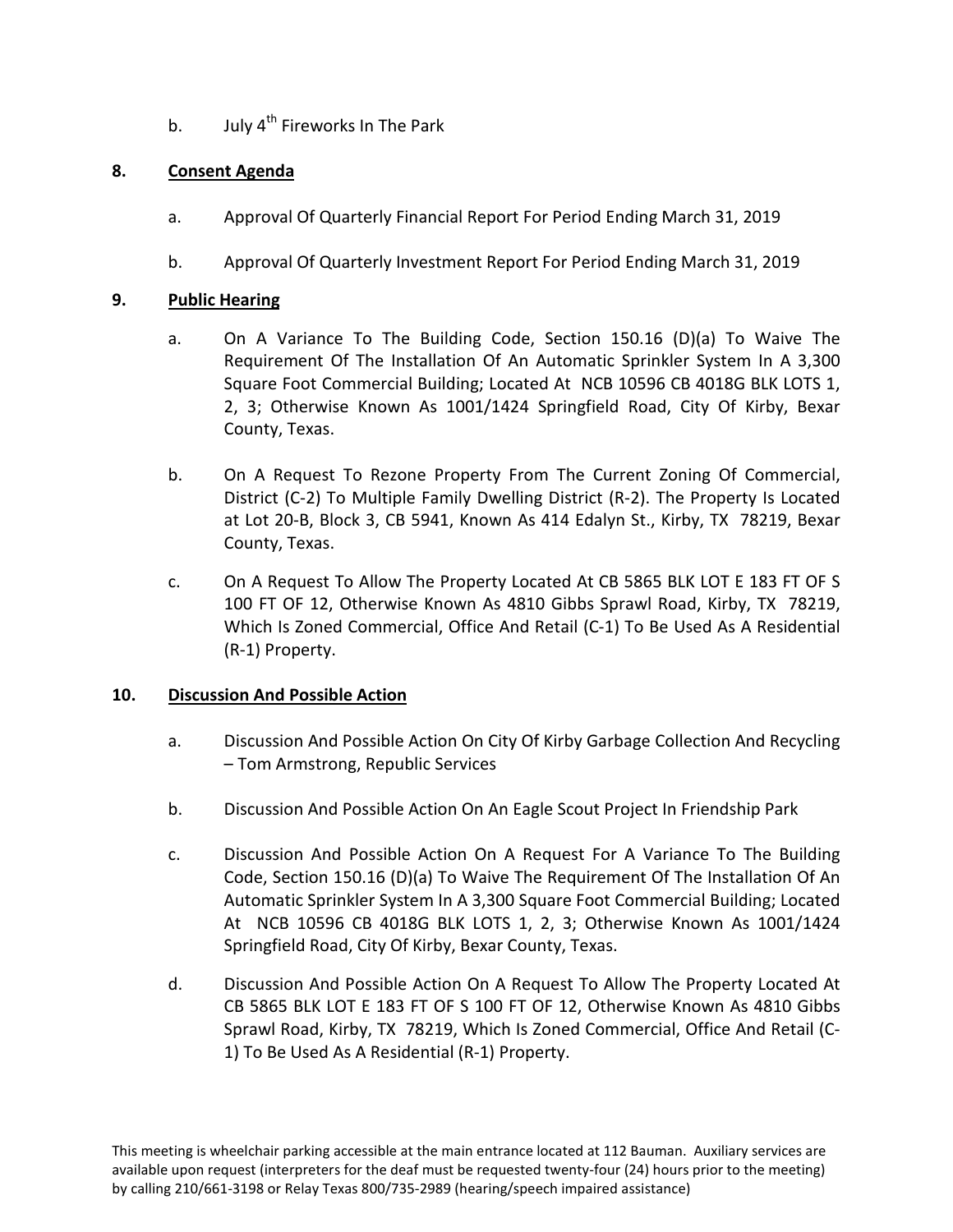b. July 4th Fireworks In The Park

**8. Consent Agenda**

a. Approval Of Quarterly Financial Report For Period Ending March 31, 2019

b. Approval Of Quarterly Investment Report For Period Ending March 31, 2019

**9. Public Hearing**

a. On A Variance To The Building Code, Section 150.16 (D)(a) To Waive The Requirement Of The Installation Of An Automatic Sprinkler System In A 3,300 Square Foot Commercial Building; Located At NCB 10596 CB 4018G BLK LOTS 1, 2, 3; Otherwise Known As 1001/1424 Springfield Road, City Of Kirby, Bexar County, Texas.

b. On A Request To Rezone Property From The Current Zoning Of Commercial, District (C-2) To Multiple Family Dwelling District (R-2). The Property Is Located at Lot 20-B, Block 3, CB 5941, Known As 414 Edalyn St., Kirby, TX 78219, Bexar County, Texas.

c. On A Request To Allow The Property Located At CB 5865 BLK LOT E 183 FT OF S 100 FT OF 12, Otherwise Known As 4810 Gibbs Sprawl Road, Kirby, TX 78219, Which Is Zoned Commercial, Office And Retail (C-1) To Be Used As A Residential (R-1) Property.

**10. Discussion And Possible Action**

a. Discussion And Possible Action On City Of Kirby Garbage Collection And Recycling – Tom Armstrong, Republic Services

b. Discussion And Possible Action On An Eagle Scout Project In Friendship Park

c. Discussion And Possible Action On A Request For A Variance To The Building Code, Section 150.16 (D)(a) To Waive The Requirement Of The Installation Of An Automatic Sprinkler System In A 3,300 Square Foot Commercial Building; Located At NCB 10596 CB 4018G BLK LOTS 1, 2, 3; Otherwise Known As 1001/1424 Springfield Road, City Of Kirby, Bexar County, Texas.

d. Discussion And Possible Action On A Request To Allow The Property Located At CB 5865 BLK LOT E 183 FT OF S 100 FT OF 12, Otherwise Known As 4810 Gibbs Sprawl Road, Kirby, TX 78219, Which Is Zoned Commercial, Office And Retail (C-1) To Be Used As A Residential (R-1) Property.

This meeting is wheelchair parking accessible at the main entrance located at 112 Bauman. Auxiliary services are available upon request (interpreters for the deaf must be requested twenty-four (24) hours prior to the meeting) by calling 210/661-3198 or Relay Texas 800/735-2989 (hearing/speech impaired assistance)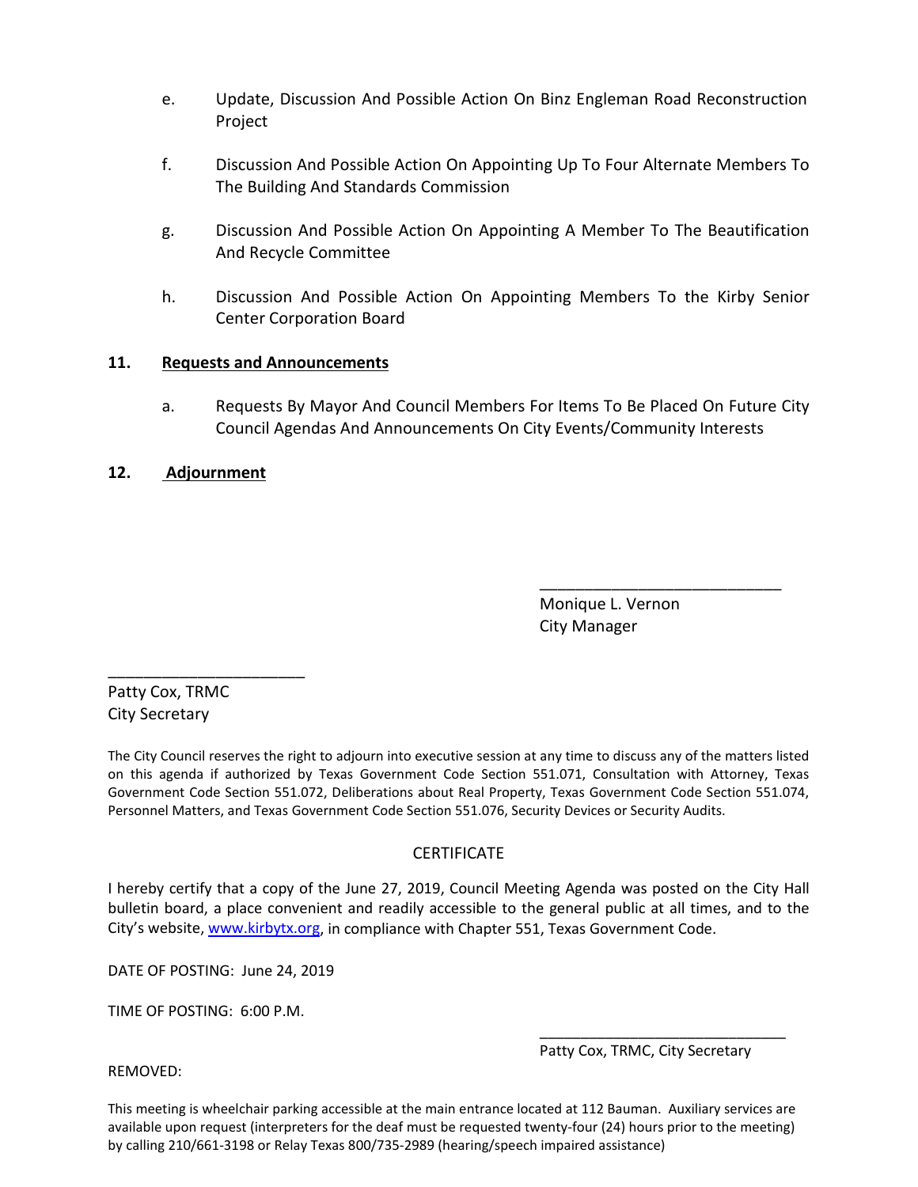e. Update, Discussion And Possible Action On Binz Engleman Road Reconstruction Project

f. Discussion And Possible Action On Appointing Up To Four Alternate Members To The Building And Standards Commission

g. Discussion And Possible Action On Appointing A Member To The Beautification And Recycle Committee

h. Discussion And Possible Action On Appointing Members To the Kirby Senior Center Corporation Board

**11. Requests and Announcements**

a. Requests By Mayor And Council Members For Items To Be Placed On Future City Council Agendas And Announcements On City Events/Community Interests

**12. Adjournment**

\_\_\_\_\_\_\_\_\_\_\_\_\_\_\_\_\_\_\_\_\_\_\_\_\_\_\_\_
Monique L. Vernon
City Manager

\_\_\_\_\_\_\_\_\_\_\_\_\_\_\_\_\_\_\_\_\_\_\_\_
Patty Cox, TRMC
City Secretary

The City Council reserves the right to adjourn into executive session at any time to discuss any of the matters listed on this agenda if authorized by Texas Government Code Section 551.071, Consultation with Attorney, Texas Government Code Section 551.072, Deliberations about Real Property, Texas Government Code Section 551.074, Personnel Matters, and Texas Government Code Section 551.076, Security Devices or Security Audits.

CERTIFICATE

I hereby certify that a copy of the June 27, 2019, Council Meeting Agenda was posted on the City Hall bulletin board, a place convenient and readily accessible to the general public at all times, and to the City's website, www.kirbytx.org, in compliance with Chapter 551, Texas Government Code.

DATE OF POSTING: June 24, 2019

TIME OF POSTING: 6:00 P.M.

\_\_\_\_\_\_\_\_\_\_\_\_\_\_\_\_\_\_\_\_\_\_\_\_\_\_\_\_\_\_
Patty Cox, TRMC, City Secretary

REMOVED:

This meeting is wheelchair parking accessible at the main entrance located at 112 Bauman. Auxiliary services are available upon request (interpreters for the deaf must be requested twenty-four (24) hours prior to the meeting) by calling 210/661-3198 or Relay Texas 800/735-2989 (hearing/speech impaired assistance)